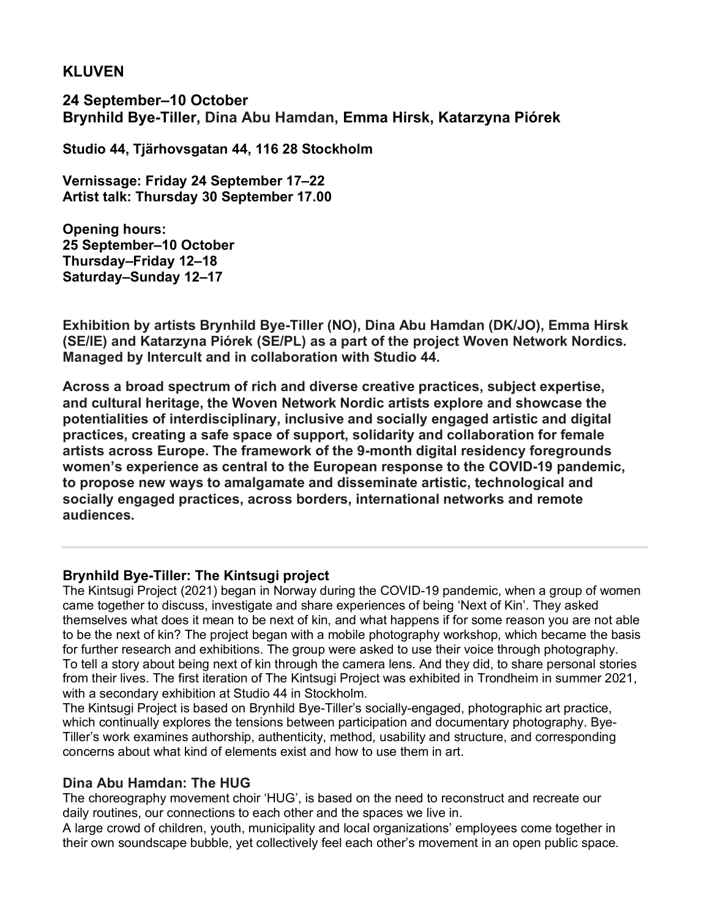# KLUVEN

**24 September–10 October**
**Brynhild Bye-Tiller, Dina Abu Hamdan, Emma Hirsk, Katarzyna Piórek**

**Studio 44, Tjärhovsgatan 44, 116 28 Stockholm**

**Vernissage: Friday 24 September 17–22**
**Artist talk: Thursday 30 September 17.00**

**Opening hours:**
**25 September–10 October**
**Thursday–Friday 12–18**
**Saturday–Sunday 12–17**

**Exhibition by artists Brynhild Bye-Tiller (NO), Dina Abu Hamdan (DK/JO), Emma Hirsk (SE/IE) and Katarzyna Piórek (SE/PL) as a part of the project Woven Network Nordics. Managed by Intercult and in collaboration with Studio 44.**

**Across a broad spectrum of rich and diverse creative practices, subject expertise, and cultural heritage, the Woven Network Nordic artists explore and showcase the potentialities of interdisciplinary, inclusive and socially engaged artistic and digital practices, creating a safe space of support, solidarity and collaboration for female artists across Europe. The framework of the 9-month digital residency foregrounds women's experience as central to the European response to the COVID-19 pandemic, to propose new ways to amalgamate and disseminate artistic, technological and socially engaged practices, across borders, international networks and remote audiences.**

---

### Brynhild Bye-Tiller: The Kintsugi project

The Kintsugi Project (2021) began in Norway during the COVID-19 pandemic, when a group of women came together to discuss, investigate and share experiences of being 'Next of Kin'. They asked themselves what does it mean to be next of kin, and what happens if for some reason you are not able to be the next of kin? The project began with a mobile photography workshop, which became the basis for further research and exhibitions. The group were asked to use their voice through photography. To tell a story about being next of kin through the camera lens. And they did, to share personal stories from their lives. The first iteration of The Kintsugi Project was exhibited in Trondheim in summer 2021, with a secondary exhibition at Studio 44 in Stockholm.

The Kintsugi Project is based on Brynhild Bye-Tiller's socially-engaged, photographic art practice, which continually explores the tensions between participation and documentary photography. Bye-Tiller's work examines authorship, authenticity, method, usability and structure, and corresponding concerns about what kind of elements exist and how to use them in art.

### Dina Abu Hamdan: The HUG

The choreography movement choir 'HUG', is based on the need to reconstruct and recreate our daily routines, our connections to each other and the spaces we live in.

A large crowd of children, youth, municipality and local organizations' employees come together in their own soundscape bubble, yet collectively feel each other's movement in an open public space.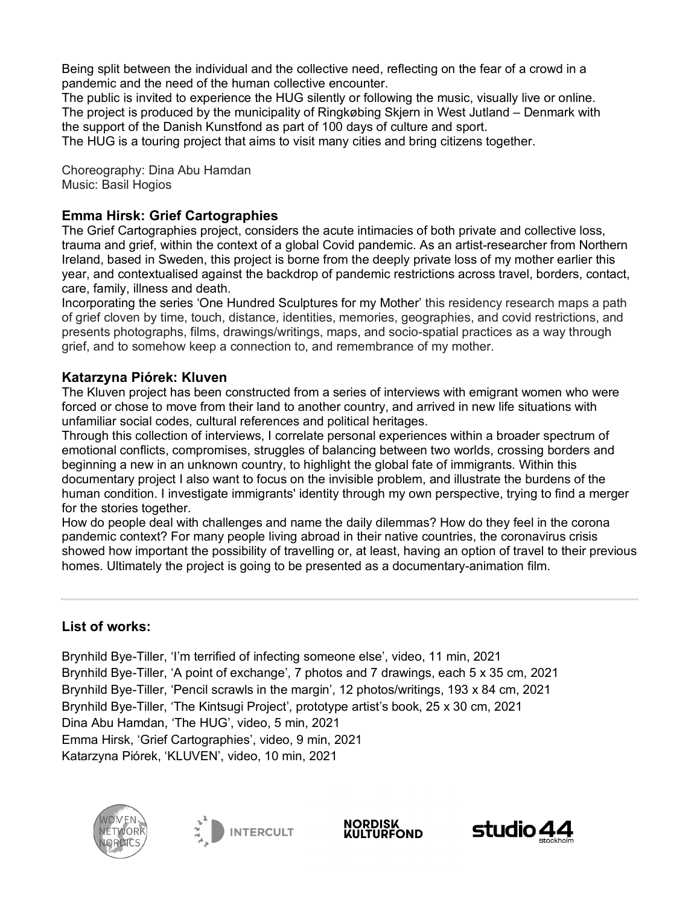Being split between the individual and the collective need, reflecting on the fear of a crowd in a pandemic and the need of the human collective encounter.
The public is invited to experience the HUG silently or following the music, visually live or online.
The project is produced by the municipality of Ringkøbing Skjern in West Jutland – Denmark with the support of the Danish Kunstfond as part of 100 days of culture and sport.
The HUG is a touring project that aims to visit many cities and bring citizens together.

Choreography: Dina Abu Hamdan
Music: Basil Hogios

### Emma Hirsk: Grief Cartographies

The Grief Cartographies project, considers the acute intimacies of both private and collective loss, trauma and grief, within the context of a global Covid pandemic. As an artist-researcher from Northern Ireland, based in Sweden, this project is borne from the deeply private loss of my mother earlier this year, and contextualised against the backdrop of pandemic restrictions across travel, borders, contact, care, family, illness and death.
Incorporating the series 'One Hundred Sculptures for my Mother' this residency research maps a path of grief cloven by time, touch, distance, identities, memories, geographies, and covid restrictions, and presents photographs, films, drawings/writings, maps, and socio-spatial practices as a way through grief, and to somehow keep a connection to, and remembrance of my mother.

### Katarzyna Piórek: Kluven

The Kluven project has been constructed from a series of interviews with emigrant women who were forced or chose to move from their land to another country, and arrived in new life situations with unfamiliar social codes, cultural references and political heritages.
Through this collection of interviews, I correlate personal experiences within a broader spectrum of emotional conflicts, compromises, struggles of balancing between two worlds, crossing borders and beginning a new in an unknown country, to highlight the global fate of immigrants. Within this documentary project I also want to focus on the invisible problem, and illustrate the burdens of the human condition. I investigate immigrants' identity through my own perspective, trying to find a merger for the stories together.
How do people deal with challenges and name the daily dilemmas? How do they feel in the corona pandemic context? For many people living abroad in their native countries, the coronavirus crisis showed how important the possibility of travelling or, at least, having an option of travel to their previous homes. Ultimately the project is going to be presented as a documentary-animation film.

---

### List of works:

Brynhild Bye-Tiller, 'I'm terrified of infecting someone else', video, 11 min, 2021
Brynhild Bye-Tiller, 'A point of exchange', 7 photos and 7 drawings, each 5 x 35 cm, 2021
Brynhild Bye-Tiller, 'Pencil scrawls in the margin', 12 photos/writings, 193 x 84 cm, 2021
Brynhild Bye-Tiller, 'The Kintsugi Project', prototype artist's book, 25 x 30 cm, 2021
Dina Abu Hamdan, 'The HUG', video, 5 min, 2021
Emma Hirsk, 'Grief Cartographies', video, 9 min, 2021
Katarzyna Piórek, 'KLUVEN', video, 10 min, 2021

WOVEN NETWORK NORDICS   INTERCULT   NORDISK KULTURFOND   studio 44 stockholm